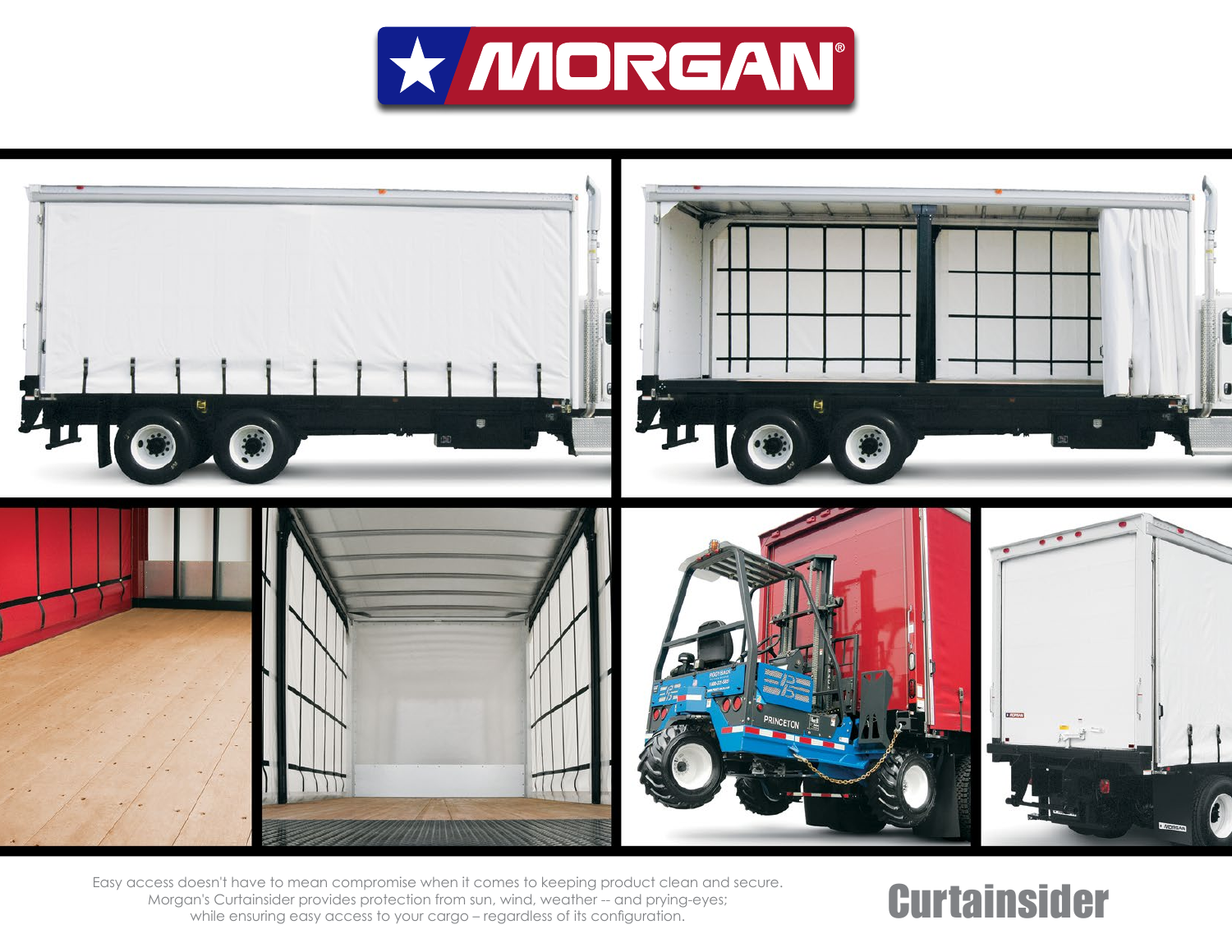# MORGAN

Easy access doesn't have to mean compromise when it comes to keeping product clean and secure. Morgan's Curtainsider provides protection from sun, wind, weather -- and prying-eyes; while ensuring easy access to your cargo – regardless of its configuration.

## Curtainsider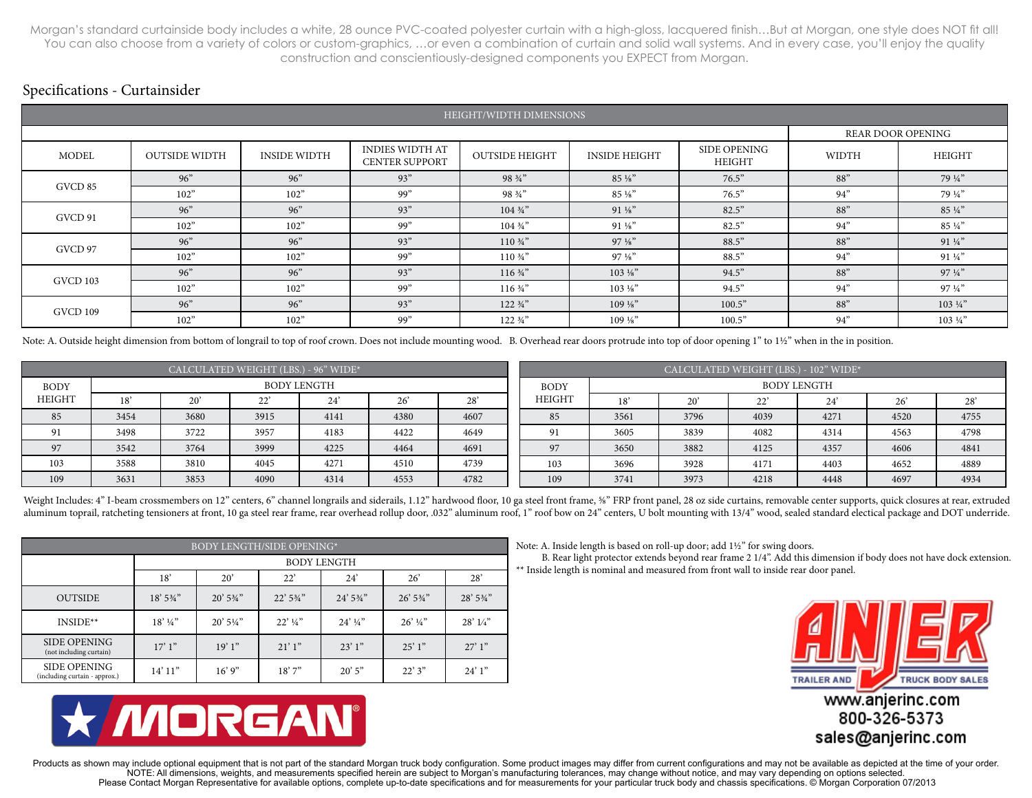Morgan's standard curtainside body includes a white, 28 ounce PVC-coated polyester curtain with a high-gloss, lacquered finish…But at Morgan, one style does NOT fit all! You can also choose from a variety of colors or custom-graphics, …or even a combination of curtain and solid wall systems. And in every case, you'll enjoy the quality construction and conscientiously-designed components you EXPECT from Morgan.

## Specifications - Curtainsider

| HEIGHT/WIDTH DIMENSIONS | | | | | | | | |
|---|---|---|---|---|---|---|---|---|
| | | | | | | | REAR DOOR OPENING | |
| MODEL | OUTSIDE WIDTH | INSIDE WIDTH | INDIES WIDTH AT CENTER SUPPORT | OUTSIDE HEIGHT | INSIDE HEIGHT | SIDE OPENING HEIGHT | WIDTH | HEIGHT |
| GVCD 85 | 96" | 96" | 93" | 98 ¾" | 85 ⅛" | 76.5" | 88" | 79 ¼" |
| | 102" | 102" | 99" | 98 ¾" | 85 ⅛" | 76.5" | 94" | 79 ¼" |
| GVCD 91 | 96" | 96" | 93" | 104 ¾" | 91 ⅛" | 82.5" | 88" | 85 ¼" |
| | 102" | 102" | 99" | 104 ¾" | 91 ⅛" | 82.5" | 94" | 85 ¼" |
| GVCD 97 | 96" | 96" | 93" | 110 ¾" | 97 ⅛" | 88.5" | 88" | 91 ¼" |
| | 102" | 102" | 99" | 110 ¾" | 97 ⅛" | 88.5" | 94" | 91 ¼" |
| GVCD 103 | 96" | 96" | 93" | 116 ¾" | 103 ⅛" | 94.5" | 88" | 97 ¼" |
| | 102" | 102" | 99" | 116 ¾" | 103 ⅛" | 94.5" | 94" | 97 ¼" |
| GVCD 109 | 96" | 96" | 93" | 122 ¾" | 109 ⅛" | 100.5" | 88" | 103 ¼" |
| | 102" | 102" | 99" | 122 ¾" | 109 ⅛" | 100.5" | 94" | 103 ¼" |

Note: A. Outside height dimension from bottom of longrail to top of roof crown. Does not include mounting wood. B. Overhead rear doors protrude into top of door opening 1" to 1½" when in the in position.

| CALCULATED WEIGHT (LBS.) - 96" WIDE* | | | | | | |
|---|---|---|---|---|---|---|
| BODY HEIGHT | BODY LENGTH | | | | | |
| | 18' | 20' | 22' | 24' | 26' | 28' |
| 85 | 3454 | 3680 | 3915 | 4141 | 4380 | 4607 |
| 91 | 3498 | 3722 | 3957 | 4183 | 4422 | 4649 |
| 97 | 3542 | 3764 | 3999 | 4225 | 4464 | 4691 |
| 103 | 3588 | 3810 | 4045 | 4271 | 4510 | 4739 |
| 109 | 3631 | 3853 | 4090 | 4314 | 4553 | 4782 |

| CALCULATED WEIGHT (LBS.) - 102" WIDE* | | | | | | |
|---|---|---|---|---|---|---|
| BODY HEIGHT | BODY LENGTH | | | | | |
| | 18' | 20' | 22' | 24' | 26' | 28' |
| 85 | 3561 | 3796 | 4039 | 4271 | 4520 | 4755 |
| 91 | 3605 | 3839 | 4082 | 4314 | 4563 | 4798 |
| 97 | 3650 | 3882 | 4125 | 4357 | 4606 | 4841 |
| 103 | 3696 | 3928 | 4171 | 4403 | 4652 | 4889 |
| 109 | 3741 | 3973 | 4218 | 4448 | 4697 | 4934 |

Weight Includes: 4" I-beam crossmembers on 12" centers, 6" channel longrails and siderails, 1.12" hardwood floor, 10 ga steel front frame, ⅝" FRP front panel, 28 oz side curtains, removable center supports, quick closures at rear, extruded aluminum toprail, ratcheting tensioners at front, 10 ga steel rear frame, rear overhead rollup door, .032" aluminum roof, 1" roof bow on 24" centers, U bolt mounting with 13/4" wood, sealed standard electical package and DOT underride.

| BODY LENGTH/SIDE OPENING* | | | | | | |
|---|---|---|---|---|---|---|
| | BODY LENGTH | | | | | |
| | 18' | 20' | 22' | 24' | 26' | 28' |
| OUTSIDE | 18' 5¾" | 20' 5¾" | 22' 5¾" | 24' 5¾" | 26' 5¾" | 28' 5¾" |
| INSIDE** | 18' ¼" | 20' 5¼" | 22' ¼" | 24' ¼" | 26' ¼" | 28' 1/4" |
| SIDE OPENING (not including curtain) | 17' 1" | 19' 1" | 21' 1" | 23' 1" | 25' 1" | 27' 1" |
| SIDE OPENING (including curtain - approx.) | 14' 11" | 16' 9" | 18' 7" | 20' 5" | 22' 3" | 24' 1" |

Note: A. Inside length is based on roll-up door; add 1½" for swing doors.
B. Rear light protector extends beyond rear frame 2 1/4". Add this dimension if body does not have dock extension.
** Inside length is nominal and measured from front wall to inside rear door panel.

MORGAN®

ANJER TRAILER AND TRUCK BODY SALES
www.anjerinc.com
800-326-5373
sales@anjerinc.com

Products as shown may include optional equipment that is not part of the standard Morgan truck body configuration. Some product images may differ from current configurations and may not be available as depicted at the time of your order. NOTE: All dimensions, weights, and measurements specified herein are subject to Morgan's manufacturing tolerances, may change without notice, and may vary depending on options selected. Please Contact Morgan Representative for available options, complete up-to-date specifications and for measurements for your particular truck body and chassis specifications. © Morgan Corporation 07/2013